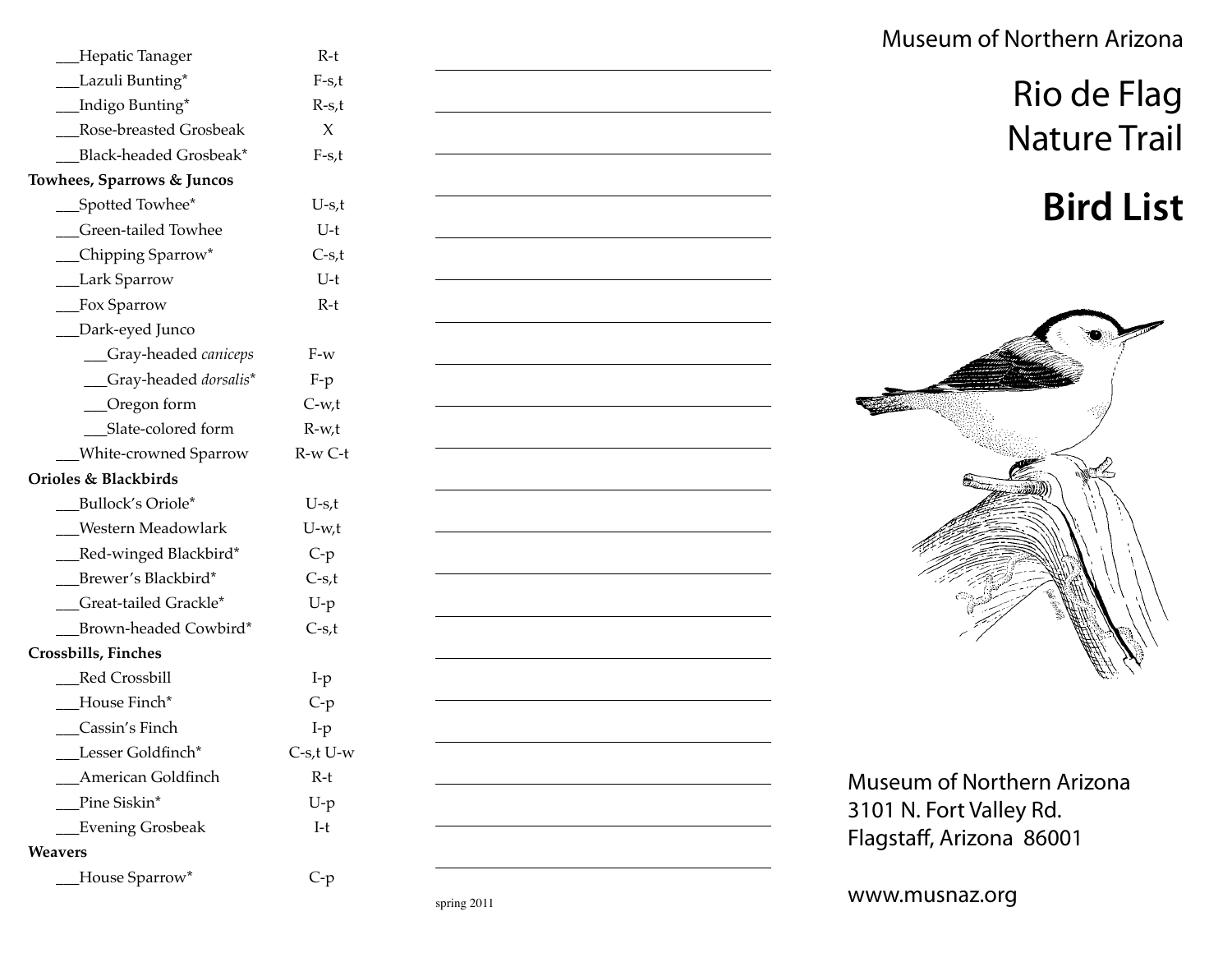___Hepatic Tanager R-t
___Lazuli Bunting* F-s,t
___Indigo Bunting* R-s,t
___Rose-breasted Grosbeak X
___Black-headed Grosbeak* F-s,t

**Towhees, Sparrows & Juncos**

___Spotted Towhee* U-s,t
___Green-tailed Towhee U-t
___Chipping Sparrow* C-s,t
___Lark Sparrow U-t
___Fox Sparrow R-t
___Dark-eyed Junco
  ___Gray-headed *caniceps* F-w
  ___Gray-headed *dorsalis** F-p
  ___Oregon form C-w,t
  ___Slate-colored form R-w,t
___White-crowned Sparrow R-w C-t

**Orioles & Blackbirds**

___Bullock's Oriole* U-s,t
___Western Meadowlark U-w,t
___Red-winged Blackbird* C-p
___Brewer's Blackbird* C-s,t
___Great-tailed Grackle* U-p
___Brown-headed Cowbird* C-s,t

**Crossbills, Finches**

___Red Crossbill I-p
___House Finch* C-p
___Cassin's Finch I-p
___Lesser Goldfinch* C-s,t U-w
___American Goldfinch R-t
___Pine Siskin* U-p
___Evening Grosbeak I-t

**Weavers**

___House Sparrow* C-p

spring 2011

Museum of Northern Arizona

# Rio de Flag Nature Trail

# Bird List

Museum of Northern Arizona
3101 N. Fort Valley Rd.
Flagstaff, Arizona 86001

www.musnaz.org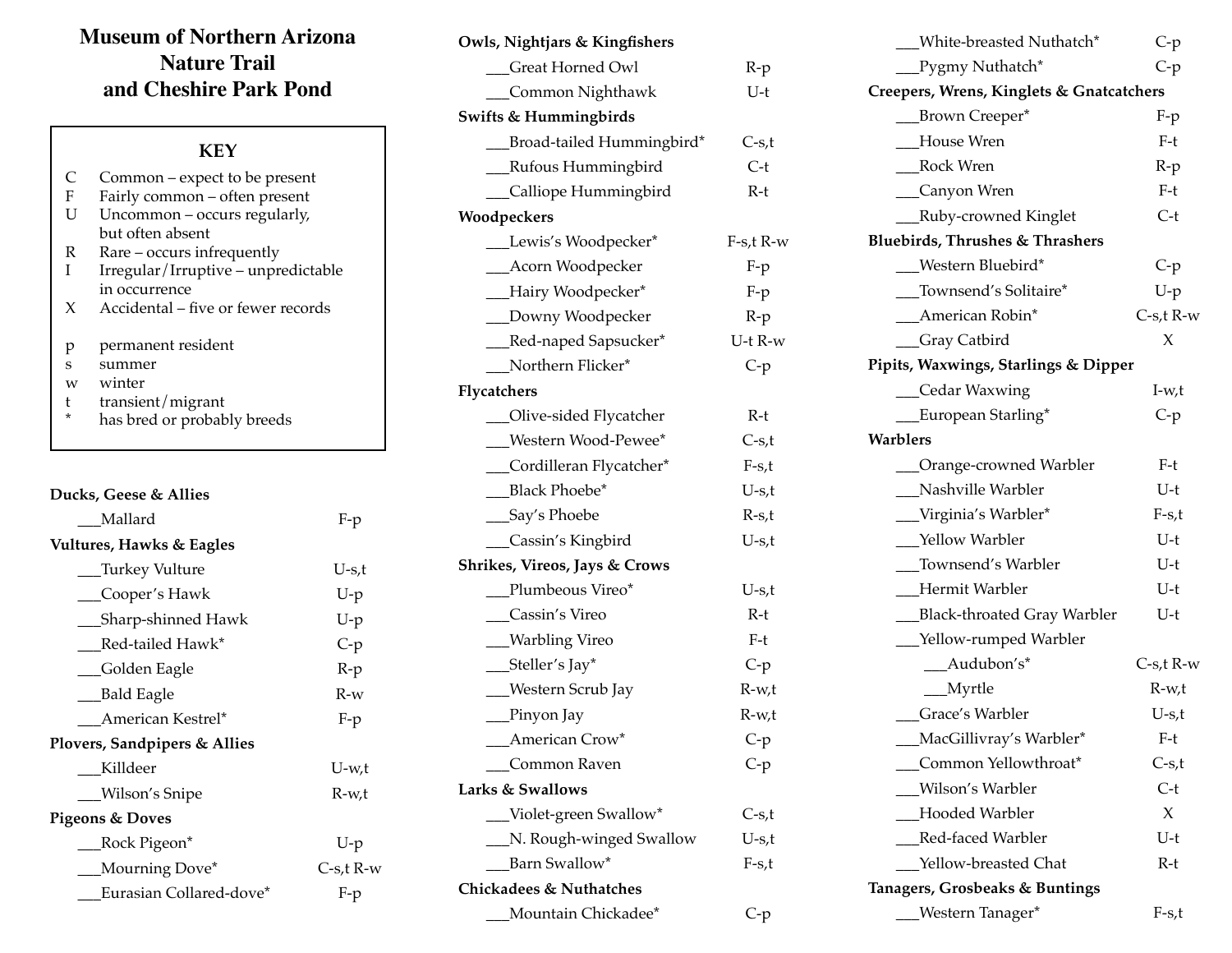# Museum of Northern Arizona Nature Trail and Cheshire Park Pond

**KEY**

| | |
|---|---|
| C | Common – expect to be present |
| F | Fairly common – often present |
| U | Uncommon – occurs regularly, but often absent |
| R | Rare – occurs infrequently |
| I | Irregular/Irruptive – unpredictable in occurrence |
| X | Accidental – five or fewer records |
| p | permanent resident |
| s | summer |
| w | winter |
| t | transient/migrant |
| * | has bred or probably breeds |

**Ducks, Geese & Allies**

| | |
|---|---|
| ___Mallard | F-p |

**Vultures, Hawks & Eagles**

| | |
|---|---|
| ___Turkey Vulture | U-s,t |
| ___Cooper's Hawk | U-p |
| ___Sharp-shinned Hawk | U-p |
| ___Red-tailed Hawk* | C-p |
| ___Golden Eagle | R-p |
| ___Bald Eagle | R-w |
| ___American Kestrel* | F-p |

**Plovers, Sandpipers & Allies**

| | |
|---|---|
| ___Killdeer | U-w,t |
| ___Wilson's Snipe | R-w,t |

**Pigeons & Doves**

| | |
|---|---|
| ___Rock Pigeon* | U-p |
| ___Mourning Dove* | C-s,t R-w |
| ___Eurasian Collared-dove* | F-p |

**Owls, Nightjars & Kingfishers**

| | |
|---|---|
| ___Great Horned Owl | R-p |
| ___Common Nighthawk | U-t |

**Swifts & Hummingbirds**

| | |
|---|---|
| ___Broad-tailed Hummingbird* | C-s,t |
| ___Rufous Hummingbird | C-t |
| ___Calliope Hummingbird | R-t |

**Woodpeckers**

| | |
|---|---|
| ___Lewis's Woodpecker* | F-s,t R-w |
| ___Acorn Woodpecker | F-p |
| ___Hairy Woodpecker* | F-p |
| ___Downy Woodpecker | R-p |
| ___Red-naped Sapsucker* | U-t R-w |
| ___Northern Flicker* | C-p |

**Flycatchers**

| | |
|---|---|
| ___Olive-sided Flycatcher | R-t |
| ___Western Wood-Pewee* | C-s,t |
| ___Cordilleran Flycatcher* | F-s,t |
| ___Black Phoebe* | U-s,t |
| ___Say's Phoebe | R-s,t |
| ___Cassin's Kingbird | U-s,t |

**Shrikes, Vireos, Jays & Crows**

| | |
|---|---|
| ___Plumbeous Vireo* | U-s,t |
| ___Cassin's Vireo | R-t |
| ___Warbling Vireo | F-t |
| ___Steller's Jay* | C-p |
| ___Western Scrub Jay | R-w,t |
| ___Pinyon Jay | R-w,t |
| ___American Crow* | C-p |
| ___Common Raven | C-p |

**Larks & Swallows**

| | |
|---|---|
| ___Violet-green Swallow* | C-s,t |
| ___N. Rough-winged Swallow | U-s,t |
| ___Barn Swallow* | F-s,t |

**Chickadees & Nuthatches**

| | |
|---|---|
| ___Mountain Chickadee* | C-p |
| ___White-breasted Nuthatch* | C-p |
| ___Pygmy Nuthatch* | C-p |

**Creepers, Wrens, Kinglets & Gnatcatchers**

| | |
|---|---|
| ___Brown Creeper* | F-p |
| ___House Wren | F-t |
| ___Rock Wren | R-p |
| ___Canyon Wren | F-t |
| ___Ruby-crowned Kinglet | C-t |

**Bluebirds, Thrushes & Thrashers**

| | |
|---|---|
| ___Western Bluebird* | C-p |
| ___Townsend's Solitaire* | U-p |
| ___American Robin* | C-s,t R-w |
| ___Gray Catbird | X |

**Pipits, Waxwings, Starlings & Dipper**

| | |
|---|---|
| ___Cedar Waxwing | I-w,t |
| ___European Starling* | C-p |

**Warblers**

| | |
|---|---|
| ___Orange-crowned Warbler | F-t |
| ___Nashville Warbler | U-t |
| ___Virginia's Warbler* | F-s,t |
| ___Yellow Warbler | U-t |
| ___Townsend's Warbler | U-t |
| ___Hermit Warbler | U-t |
| ___Black-throated Gray Warbler | U-t |
| ___Yellow-rumped Warbler | |
| ___Audubon's* | C-s,t R-w |
| ___Myrtle | R-w,t |
| ___Grace's Warbler | U-s,t |
| ___MacGillivray's Warbler* | F-t |
| ___Common Yellowthroat* | C-s,t |
| ___Wilson's Warbler | C-t |
| ___Hooded Warbler | X |
| ___Red-faced Warbler | U-t |
| ___Yellow-breasted Chat | R-t |

**Tanagers, Grosbeaks & Buntings**

| | |
|---|---|
| ___Western Tanager* | F-s,t |